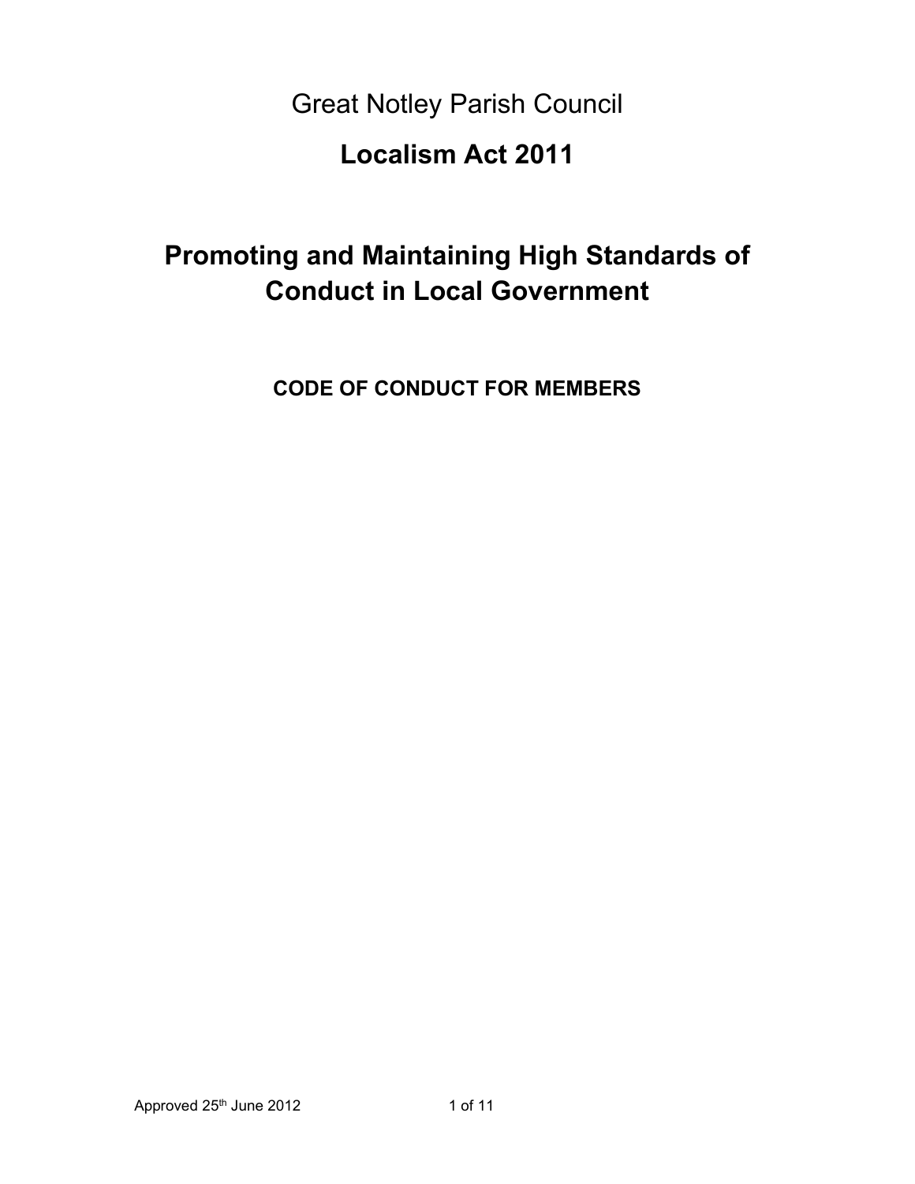Great Notley Parish Council

# Localism Act 2011

# Promoting and Maintaining High Standards of Conduct in Local Government

## CODE OF CONDUCT FOR MEMBERS

Approved 25th June 2012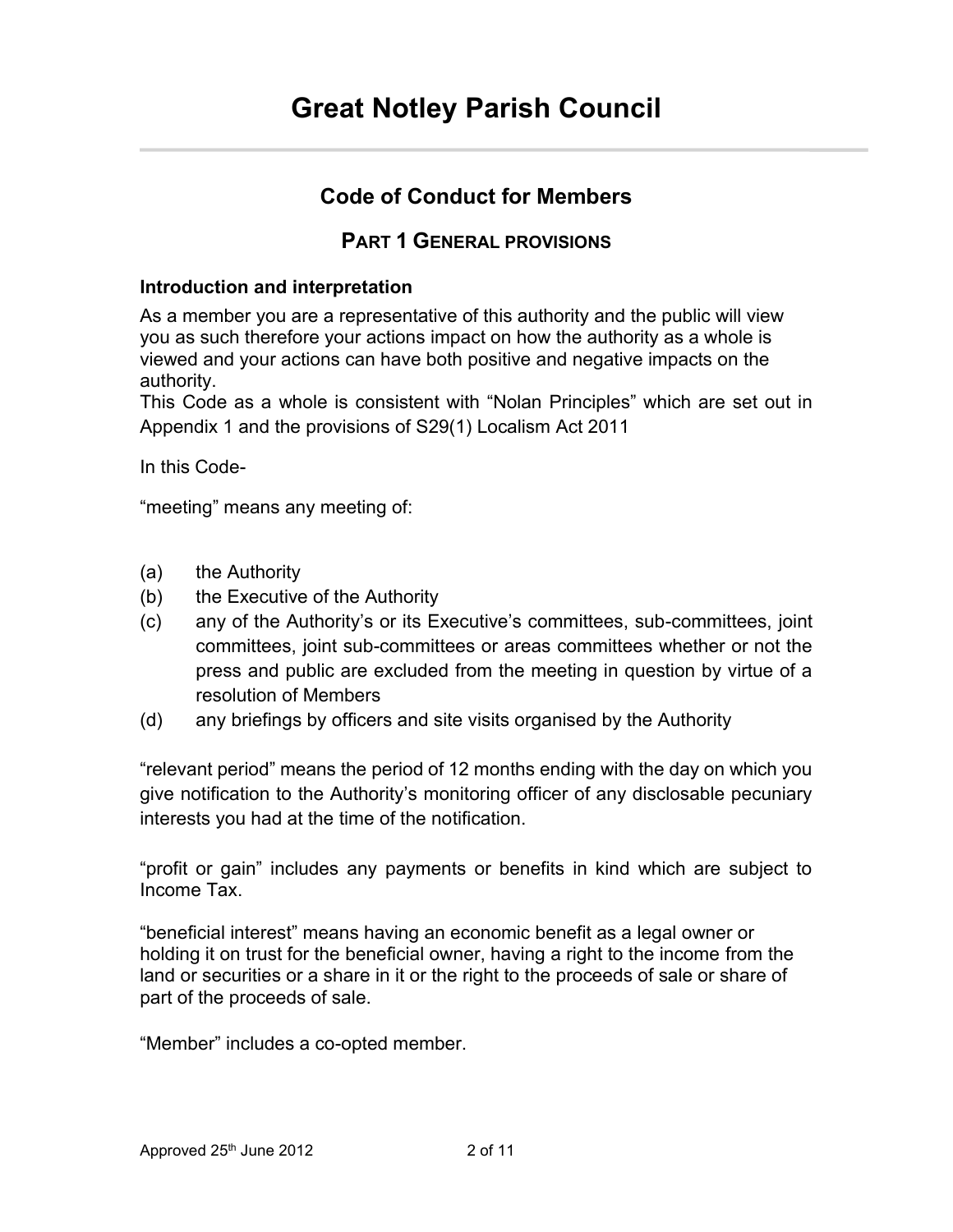# Great Notley Parish Council

## Code of Conduct for Members

### PART 1 GENERAL PROVISIONS

**Introduction and interpretation**

As a member you are a representative of this authority and the public will view you as such therefore your actions impact on how the authority as a whole is viewed and your actions can have both positive and negative impacts on the authority.
This Code as a whole is consistent with "Nolan Principles" which are set out in Appendix 1 and the provisions of S29(1) Localism Act 2011

In this Code-

"meeting" means any meeting of:

(a) the Authority
(b) the Executive of the Authority
(c) any of the Authority's or its Executive's committees, sub-committees, joint committees, joint sub-committees or areas committees whether or not the press and public are excluded from the meeting in question by virtue of a resolution of Members
(d) any briefings by officers and site visits organised by the Authority

"relevant period" means the period of 12 months ending with the day on which you give notification to the Authority's monitoring officer of any disclosable pecuniary interests you had at the time of the notification.

"profit or gain" includes any payments or benefits in kind which are subject to Income Tax.

"beneficial interest" means having an economic benefit as a legal owner or holding it on trust for the beneficial owner, having a right to the income from the land or securities or a share in it or the right to the proceeds of sale or share of part of the proceeds of sale.

"Member" includes a co-opted member.

Approved 25th June 2012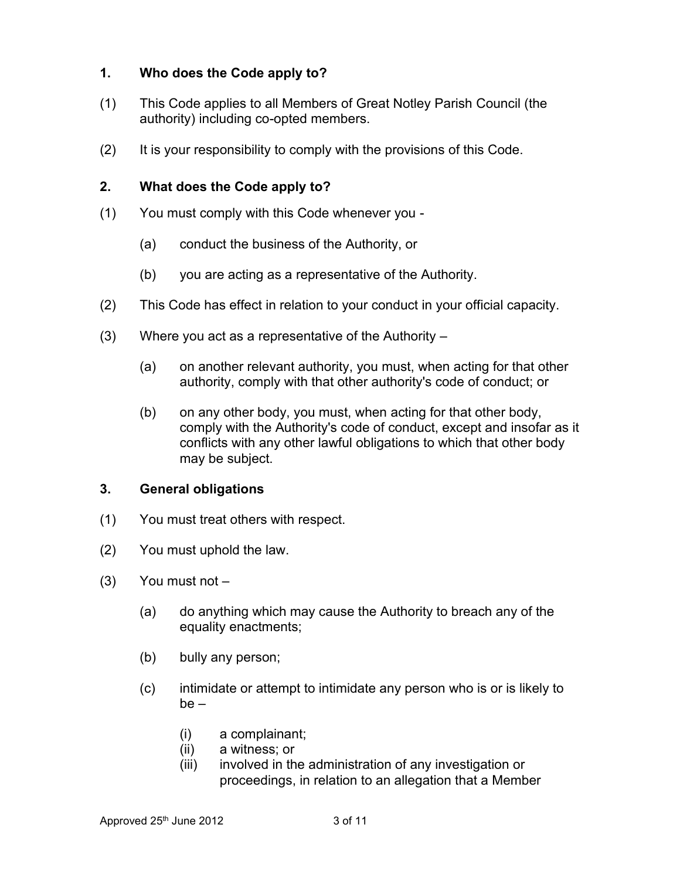## 1. Who does the Code apply to?

(1) This Code applies to all Members of Great Notley Parish Council (the authority) including co-opted members.

(2) It is your responsibility to comply with the provisions of this Code.

## 2. What does the Code apply to?

(1) You must comply with this Code whenever you -

(a) conduct the business of the Authority, or

(b) you are acting as a representative of the Authority.

(2) This Code has effect in relation to your conduct in your official capacity.

(3) Where you act as a representative of the Authority –

(a) on another relevant authority, you must, when acting for that other authority, comply with that other authority's code of conduct; or

(b) on any other body, you must, when acting for that other body, comply with the Authority's code of conduct, except and insofar as it conflicts with any other lawful obligations to which that other body may be subject.

## 3. General obligations

(1) You must treat others with respect.

(2) You must uphold the law.

(3) You must not –

(a) do anything which may cause the Authority to breach any of the equality enactments;

(b) bully any person;

(c) intimidate or attempt to intimidate any person who is or is likely to be –

(i) a complainant;
(ii) a witness; or
(iii) involved in the administration of any investigation or proceedings, in relation to an allegation that a Member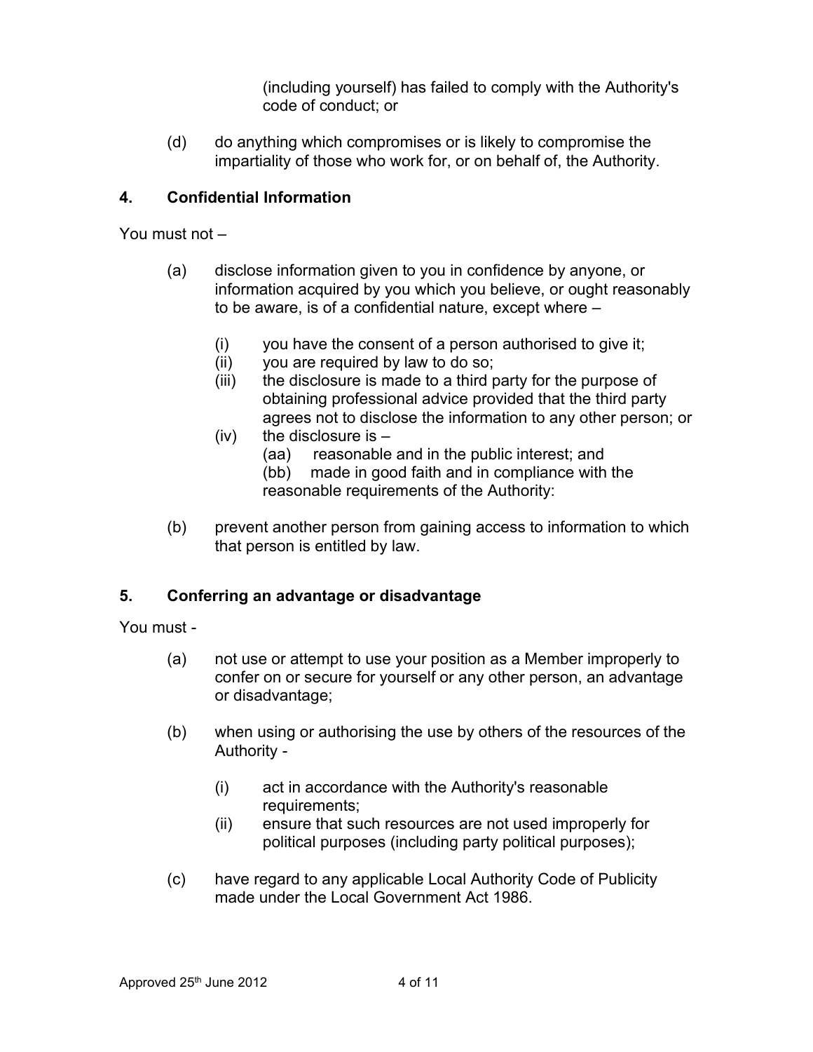(including yourself) has failed to comply with the Authority's code of conduct; or

(d) do anything which compromises or is likely to compromise the impartiality of those who work for, or on behalf of, the Authority.

## 4. Confidential Information

You must not –

(a) disclose information given to you in confidence by anyone, or information acquired by you which you believe, or ought reasonably to be aware, is of a confidential nature, except where –

  (i) you have the consent of a person authorised to give it;
  (ii) you are required by law to do so;
  (iii) the disclosure is made to a third party for the purpose of obtaining professional advice provided that the third party agrees not to disclose the information to any other person; or
  (iv) the disclosure is –
    (aa) reasonable and in the public interest; and
    (bb) made in good faith and in compliance with the reasonable requirements of the Authority:

(b) prevent another person from gaining access to information to which that person is entitled by law.

## 5. Conferring an advantage or disadvantage

You must -

(a) not use or attempt to use your position as a Member improperly to confer on or secure for yourself or any other person, an advantage or disadvantage;

(b) when using or authorising the use by others of the resources of the Authority -

  (i) act in accordance with the Authority's reasonable requirements;
  (ii) ensure that such resources are not used improperly for political purposes (including party political purposes);

(c) have regard to any applicable Local Authority Code of Publicity made under the Local Government Act 1986.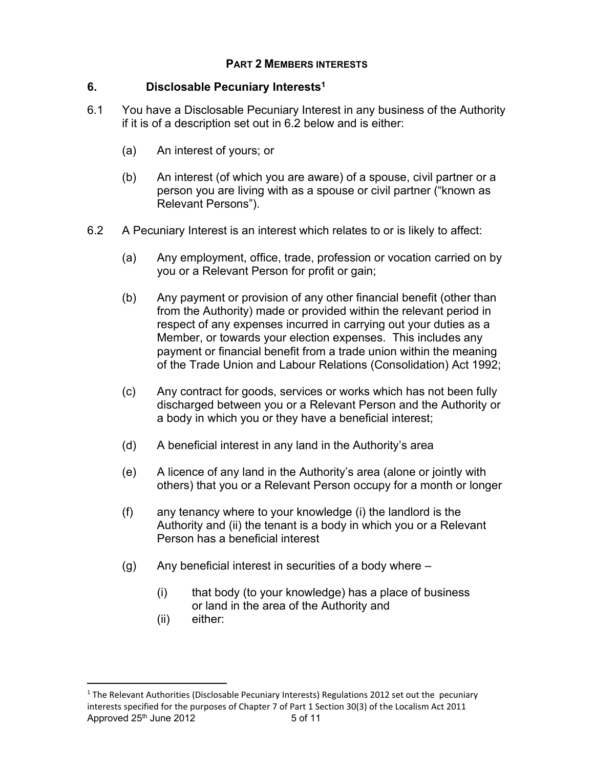## PART 2 MEMBERS INTERESTS

### 6. Disclosable Pecuniary Interests[1]

6.1 You have a Disclosable Pecuniary Interest in any business of the Authority if it is of a description set out in 6.2 below and is either:

(a) An interest of yours; or

(b) An interest (of which you are aware) of a spouse, civil partner or a person you are living with as a spouse or civil partner ("known as Relevant Persons").

6.2 A Pecuniary Interest is an interest which relates to or is likely to affect:

(a) Any employment, office, trade, profession or vocation carried on by you or a Relevant Person for profit or gain;

(b) Any payment or provision of any other financial benefit (other than from the Authority) made or provided within the relevant period in respect of any expenses incurred in carrying out your duties as a Member, or towards your election expenses. This includes any payment or financial benefit from a trade union within the meaning of the Trade Union and Labour Relations (Consolidation) Act 1992;

(c) Any contract for goods, services or works which has not been fully discharged between you or a Relevant Person and the Authority or a body in which you or they have a beneficial interest;

(d) A beneficial interest in any land in the Authority's area

(e) A licence of any land in the Authority's area (alone or jointly with others) that you or a Relevant Person occupy for a month or longer

(f) any tenancy where to your knowledge (i) the landlord is the Authority and (ii) the tenant is a body in which you or a Relevant Person has a beneficial interest

(g) Any beneficial interest in securities of a body where –

(i) that body (to your knowledge) has a place of business or land in the area of the Authority and

(ii) either:

---

[1] The Relevant Authorities (Disclosable Pecuniary Interests) Regulations 2012 set out the pecuniary interests specified for the purposes of Chapter 7 of Part 1 Section 30(3) of the Localism Act 2011

Approved 25th June 2012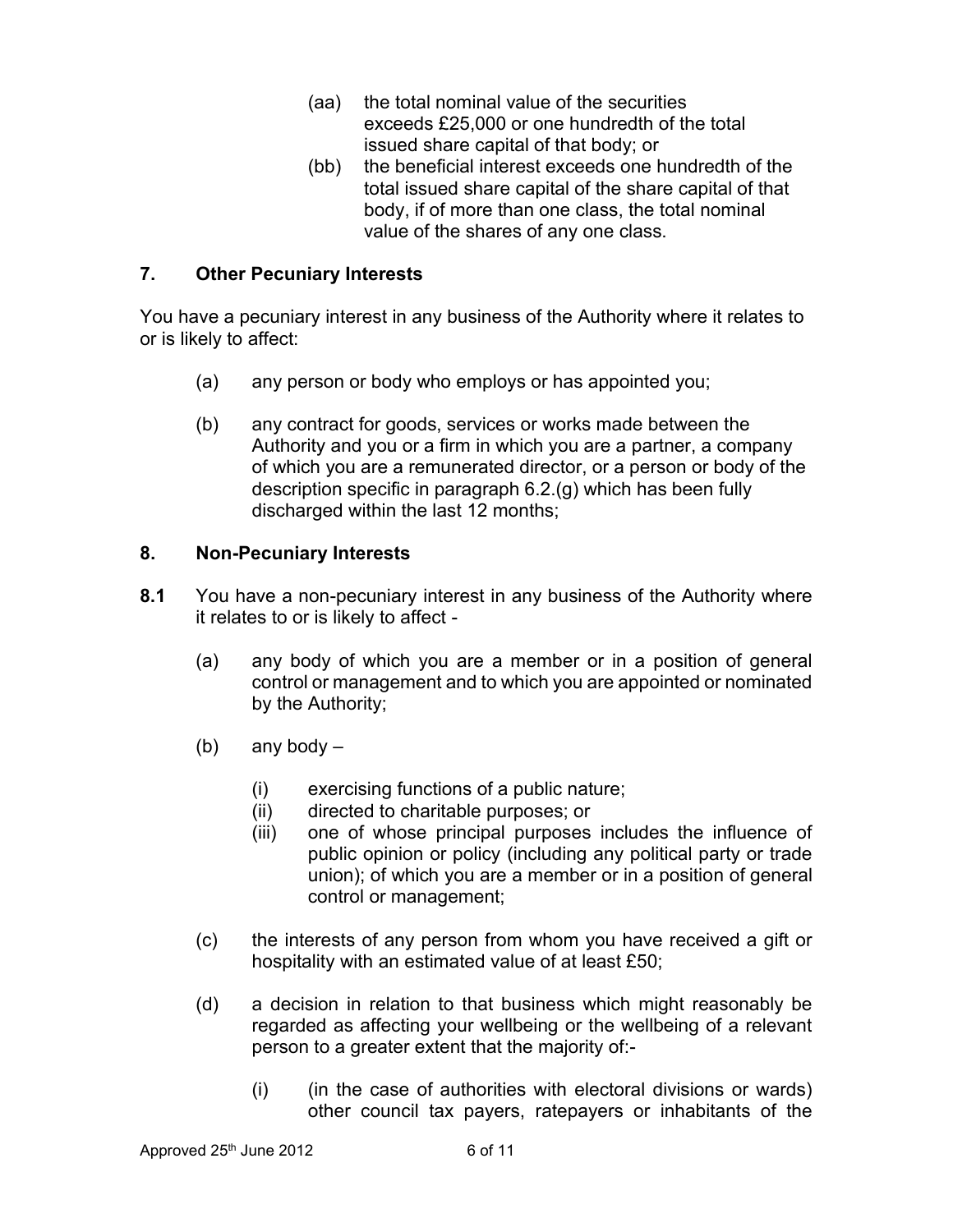(aa) the total nominal value of the securities exceeds £25,000 or one hundredth of the total issued share capital of that body; or

(bb) the beneficial interest exceeds one hundredth of the total issued share capital of the share capital of that body, if of more than one class, the total nominal value of the shares of any one class.

## 7. Other Pecuniary Interests

You have a pecuniary interest in any business of the Authority where it relates to or is likely to affect:

(a) any person or body who employs or has appointed you;

(b) any contract for goods, services or works made between the Authority and you or a firm in which you are a partner, a company of which you are a remunerated director, or a person or body of the description specific in paragraph 6.2.(g) which has been fully discharged within the last 12 months;

## 8. Non-Pecuniary Interests

**8.1** You have a non-pecuniary interest in any business of the Authority where it relates to or is likely to affect -

(a) any body of which you are a member or in a position of general control or management and to which you are appointed or nominated by the Authority;

(b) any body –

(i) exercising functions of a public nature;
(ii) directed to charitable purposes; or
(iii) one of whose principal purposes includes the influence of public opinion or policy (including any political party or trade union); of which you are a member or in a position of general control or management;

(c) the interests of any person from whom you have received a gift or hospitality with an estimated value of at least £50;

(d) a decision in relation to that business which might reasonably be regarded as affecting your wellbeing or the wellbeing of a relevant person to a greater extent that the majority of:-

(i) (in the case of authorities with electoral divisions or wards) other council tax payers, ratepayers or inhabitants of the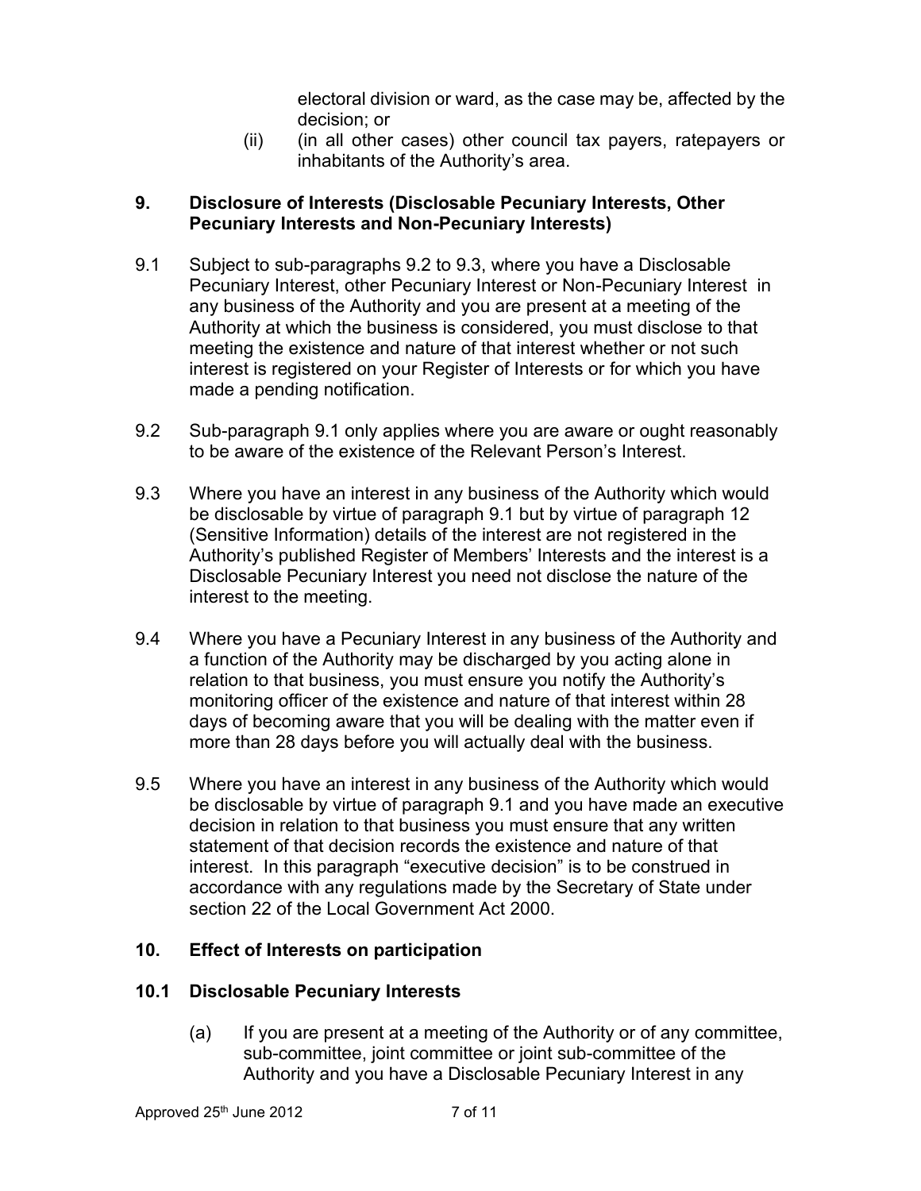electoral division or ward, as the case may be, affected by the decision; or

(ii) (in all other cases) other council tax payers, ratepayers or inhabitants of the Authority's area.

## 9. Disclosure of Interests (Disclosable Pecuniary Interests, Other Pecuniary Interests and Non-Pecuniary Interests)

9.1 Subject to sub-paragraphs 9.2 to 9.3, where you have a Disclosable Pecuniary Interest, other Pecuniary Interest or Non-Pecuniary Interest in any business of the Authority and you are present at a meeting of the Authority at which the business is considered, you must disclose to that meeting the existence and nature of that interest whether or not such interest is registered on your Register of Interests or for which you have made a pending notification.

9.2 Sub-paragraph 9.1 only applies where you are aware or ought reasonably to be aware of the existence of the Relevant Person's Interest.

9.3 Where you have an interest in any business of the Authority which would be disclosable by virtue of paragraph 9.1 but by virtue of paragraph 12 (Sensitive Information) details of the interest are not registered in the Authority's published Register of Members' Interests and the interest is a Disclosable Pecuniary Interest you need not disclose the nature of the interest to the meeting.

9.4 Where you have a Pecuniary Interest in any business of the Authority and a function of the Authority may be discharged by you acting alone in relation to that business, you must ensure you notify the Authority's monitoring officer of the existence and nature of that interest within 28 days of becoming aware that you will be dealing with the matter even if more than 28 days before you will actually deal with the business.

9.5 Where you have an interest in any business of the Authority which would be disclosable by virtue of paragraph 9.1 and you have made an executive decision in relation to that business you must ensure that any written statement of that decision records the existence and nature of that interest. In this paragraph "executive decision" is to be construed in accordance with any regulations made by the Secretary of State under section 22 of the Local Government Act 2000.

## 10. Effect of Interests on participation

### 10.1 Disclosable Pecuniary Interests

(a) If you are present at a meeting of the Authority or of any committee, sub-committee, joint committee or joint sub-committee of the Authority and you have a Disclosable Pecuniary Interest in any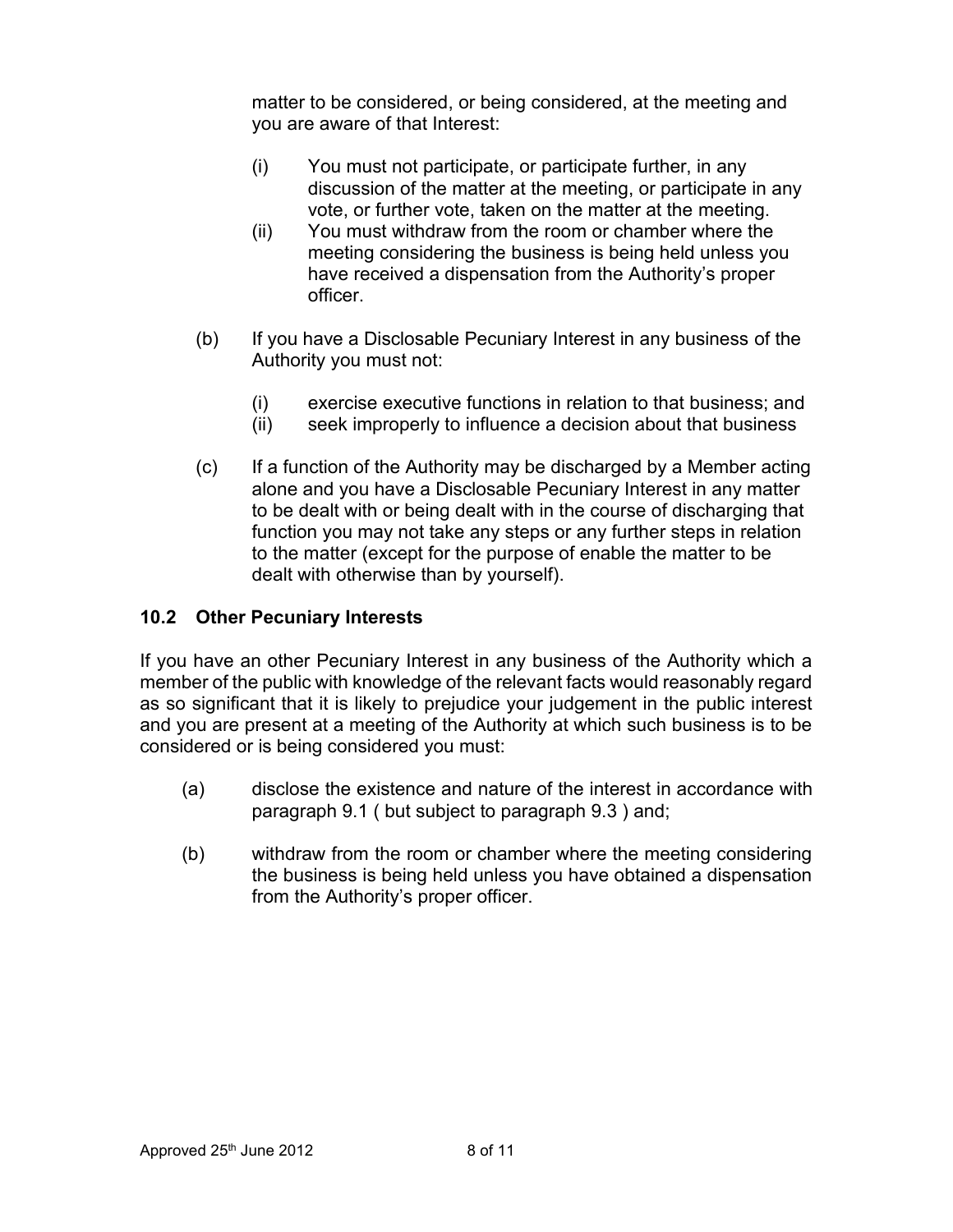matter to be considered, or being considered, at the meeting and you are aware of that Interest:

(i) You must not participate, or participate further, in any discussion of the matter at the meeting, or participate in any vote, or further vote, taken on the matter at the meeting.

(ii) You must withdraw from the room or chamber where the meeting considering the business is being held unless you have received a dispensation from the Authority's proper officer.

(b) If you have a Disclosable Pecuniary Interest in any business of the Authority you must not:

(i) exercise executive functions in relation to that business; and

(ii) seek improperly to influence a decision about that business

(c) If a function of the Authority may be discharged by a Member acting alone and you have a Disclosable Pecuniary Interest in any matter to be dealt with or being dealt with in the course of discharging that function you may not take any steps or any further steps in relation to the matter (except for the purpose of enable the matter to be dealt with otherwise than by yourself).

### 10.2 Other Pecuniary Interests

If you have an other Pecuniary Interest in any business of the Authority which a member of the public with knowledge of the relevant facts would reasonably regard as so significant that it is likely to prejudice your judgement in the public interest and you are present at a meeting of the Authority at which such business is to be considered or is being considered you must:

(a) disclose the existence and nature of the interest in accordance with paragraph 9.1 ( but subject to paragraph 9.3 ) and;

(b) withdraw from the room or chamber where the meeting considering the business is being held unless you have obtained a dispensation from the Authority's proper officer.

Approved 25th June 2012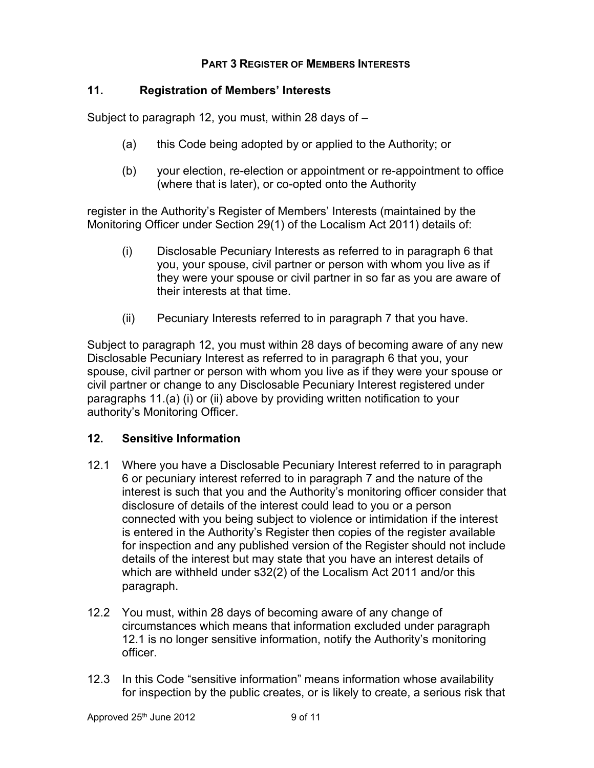## PART 3 REGISTER OF MEMBERS INTERESTS

### 11. Registration of Members' Interests

Subject to paragraph 12, you must, within 28 days of –

(a) this Code being adopted by or applied to the Authority; or

(b) your election, re-election or appointment or re-appointment to office (where that is later), or co-opted onto the Authority

register in the Authority's Register of Members' Interests (maintained by the Monitoring Officer under Section 29(1) of the Localism Act 2011) details of:

(i) Disclosable Pecuniary Interests as referred to in paragraph 6 that you, your spouse, civil partner or person with whom you live as if they were your spouse or civil partner in so far as you are aware of their interests at that time.

(ii) Pecuniary Interests referred to in paragraph 7 that you have.

Subject to paragraph 12, you must within 28 days of becoming aware of any new Disclosable Pecuniary Interest as referred to in paragraph 6 that you, your spouse, civil partner or person with whom you live as if they were your spouse or civil partner or change to any Disclosable Pecuniary Interest registered under paragraphs 11.(a) (i) or (ii) above by providing written notification to your authority's Monitoring Officer.

### 12. Sensitive Information

12.1 Where you have a Disclosable Pecuniary Interest referred to in paragraph 6 or pecuniary interest referred to in paragraph 7 and the nature of the interest is such that you and the Authority's monitoring officer consider that disclosure of details of the interest could lead to you or a person connected with you being subject to violence or intimidation if the interest is entered in the Authority's Register then copies of the register available for inspection and any published version of the Register should not include details of the interest but may state that you have an interest details of which are withheld under s32(2) of the Localism Act 2011 and/or this paragraph.

12.2 You must, within 28 days of becoming aware of any change of circumstances which means that information excluded under paragraph 12.1 is no longer sensitive information, notify the Authority's monitoring officer.

12.3 In this Code "sensitive information" means information whose availability for inspection by the public creates, or is likely to create, a serious risk that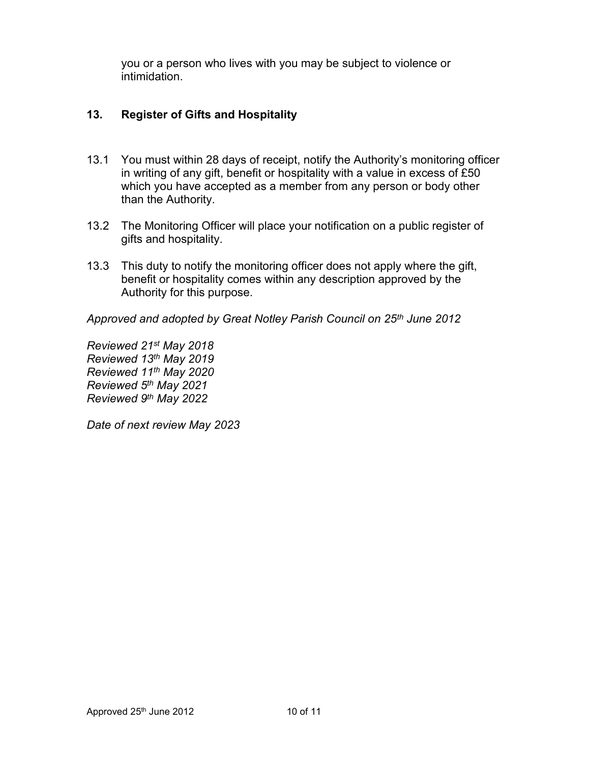you or a person who lives with you may be subject to violence or intimidation.

## 13. Register of Gifts and Hospitality

13.1 You must within 28 days of receipt, notify the Authority's monitoring officer in writing of any gift, benefit or hospitality with a value in excess of £50 which you have accepted as a member from any person or body other than the Authority.

13.2 The Monitoring Officer will place your notification on a public register of gifts and hospitality.

13.3 This duty to notify the monitoring officer does not apply where the gift, benefit or hospitality comes within any description approved by the Authority for this purpose.

*Approved and adopted by Great Notley Parish Council on 25th June 2012*

*Reviewed 21st May 2018*
*Reviewed 13th May 2019*
*Reviewed 11th May 2020*
*Reviewed 5th May 2021*
*Reviewed 9th May 2022*

*Date of next review May 2023*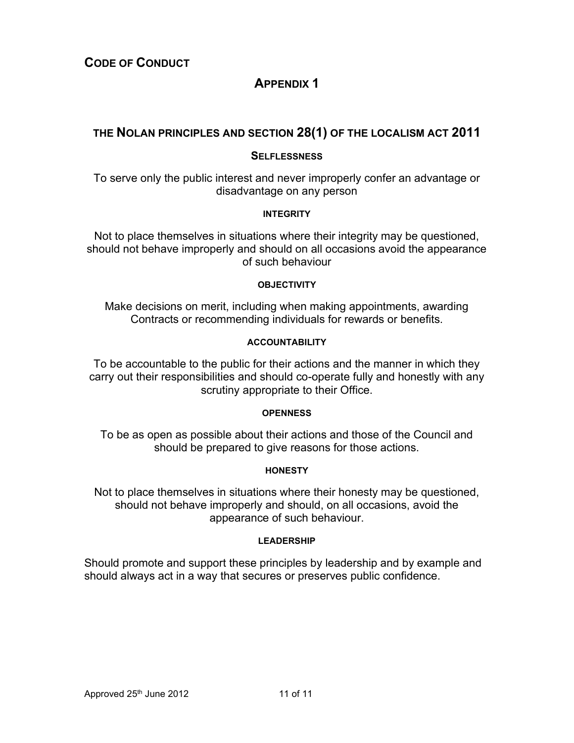# Code of Conduct

## Appendix 1

### The Nolan principles and section 28(1) of the localism act 2011

**Selflessness**

To serve only the public interest and never improperly confer an advantage or disadvantage on any person

**INTEGRITY**

Not to place themselves in situations where their integrity may be questioned, should not behave improperly and should on all occasions avoid the appearance of such behaviour

**OBJECTIVITY**

Make decisions on merit, including when making appointments, awarding Contracts or recommending individuals for rewards or benefits.

**ACCOUNTABILITY**

To be accountable to the public for their actions and the manner in which they carry out their responsibilities and should co-operate fully and honestly with any scrutiny appropriate to their Office.

**OPENNESS**

To be as open as possible about their actions and those of the Council and should be prepared to give reasons for those actions.

**HONESTY**

Not to place themselves in situations where their honesty may be questioned, should not behave improperly and should, on all occasions, avoid the appearance of such behaviour.

**LEADERSHIP**

Should promote and support these principles by leadership and by example and should always act in a way that secures or preserves public confidence.

Approved 25th June 2012